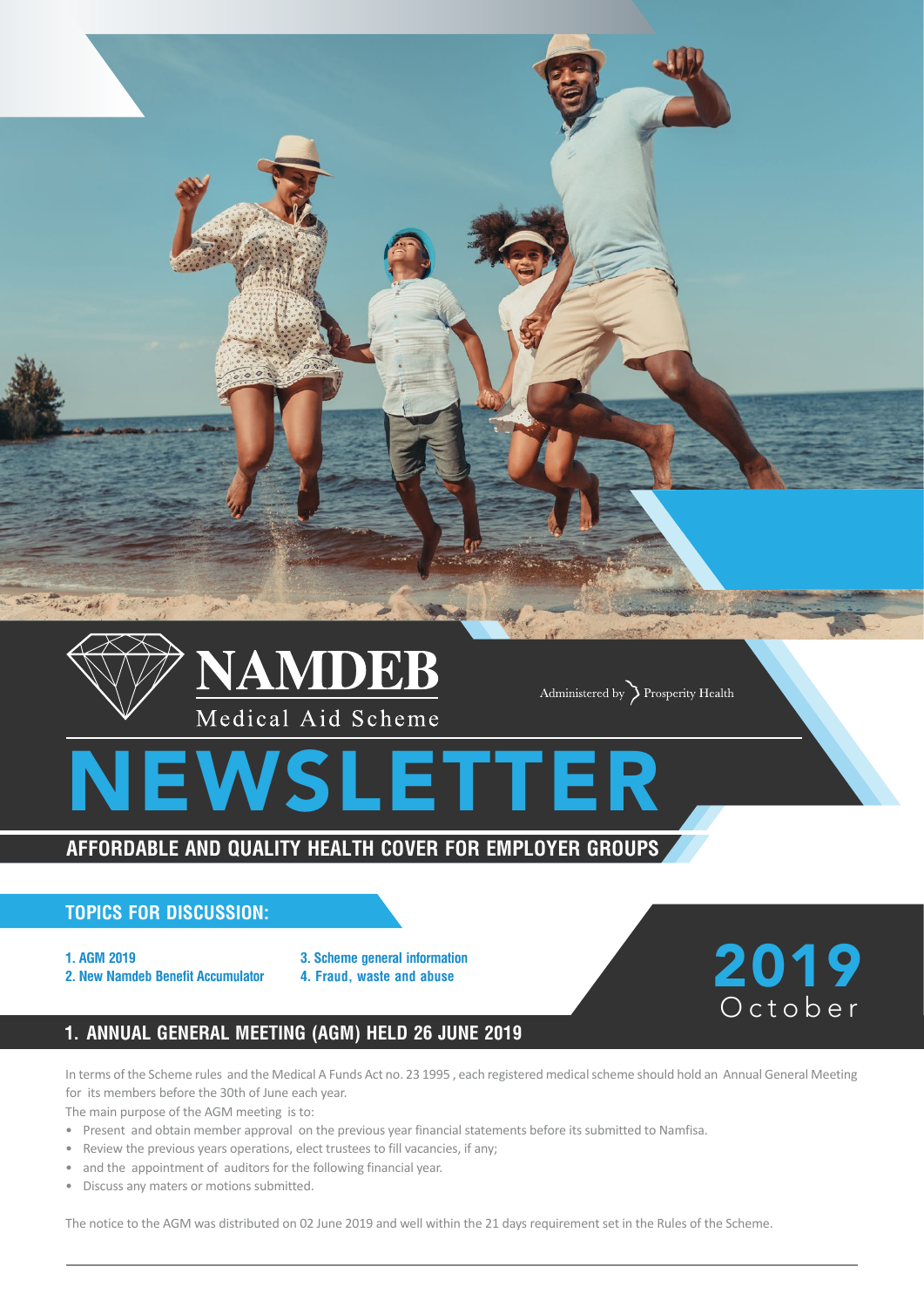# NAMDEB

Medical Aid Scheme

Administered by Prosperity Health

# NEWSLETTER

## AFFORDABLE AND QUALITY HEALTH COVER FOR EMPLOYER GROUPS

### TOPICS FOR DISCUSSION:

1. AGM 2019
2. New Namdeb Benefit Accumulator
3. Scheme general information
4. Fraud, waste and abuse

**2019**
October

## 1. ANNUAL GENERAL MEETING (AGM) HELD 26 JUNE 2019

In terms of the Scheme rules and the Medical A Funds Act no. 23 1995 , each registered medical scheme should hold an Annual General Meeting for its members before the 30th of June each year.

The main purpose of the AGM meeting is to:

- Present and obtain member approval on the previous year financial statements before its submitted to Namfisa.
- Review the previous years operations, elect trustees to fill vacancies, if any;
- and the appointment of auditors for the following financial year.
- Discuss any maters or motions submitted.

The notice to the AGM was distributed on 02 June 2019 and well within the 21 days requirement set in the Rules of the Scheme.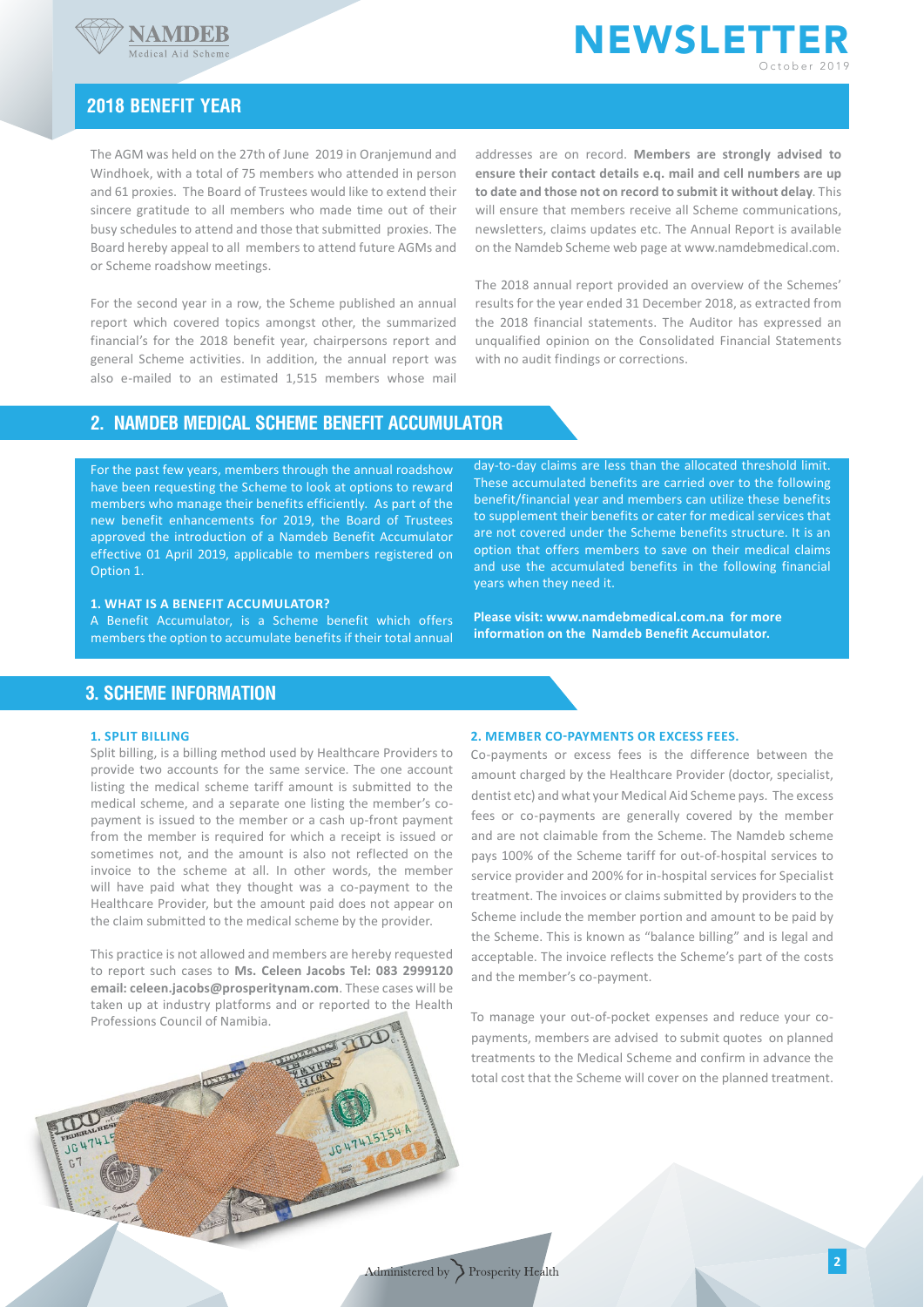## 2018 BENEFIT YEAR

The AGM was held on the 27th of June 2019 in Oranjemund and Windhoek, with a total of 75 members who attended in person and 61 proxies. The Board of Trustees would like to extend their sincere gratitude to all members who made time out of their busy schedules to attend and those that submitted proxies. The Board hereby appeal to all members to attend future AGMs and or Scheme roadshow meetings.

For the second year in a row, the Scheme published an annual report which covered topics amongst other, the summarized financial's for the 2018 benefit year, chairpersons report and general Scheme activities. In addition, the annual report was also e-mailed to an estimated 1,515 members whose mail addresses are on record. **Members are strongly advised to ensure their contact details e.q. mail and cell numbers are up to date and those not on record to submit it without delay**. This will ensure that members receive all Scheme communications, newsletters, claims updates etc. The Annual Report is available on the Namdeb Scheme web page at www.namdebmedical.com.

The 2018 annual report provided an overview of the Schemes' results for the year ended 31 December 2018, as extracted from the 2018 financial statements. The Auditor has expressed an unqualified opinion on the Consolidated Financial Statements with no audit findings or corrections.

## 2. NAMDEB MEDICAL SCHEME BENEFIT ACCUMULATOR

For the past few years, members through the annual roadshow have been requesting the Scheme to look at options to reward members who manage their benefits efficiently. As part of the new benefit enhancements for 2019, the Board of Trustees approved the introduction of a Namdeb Benefit Accumulator effective 01 April 2019, applicable to members registered on Option 1.

**1. WHAT IS A BENEFIT ACCUMULATOR?**

A Benefit Accumulator, is a Scheme benefit which offers members the option to accumulate benefits if their total annual day-to-day claims are less than the allocated threshold limit. These accumulated benefits are carried over to the following benefit/financial year and members can utilize these benefits to supplement their benefits or cater for medical services that are not covered under the Scheme benefits structure. It is an option that offers members to save on their medical claims and use the accumulated benefits in the following financial years when they need it.

**Please visit: www.namdebmedical.com.na for more information on the Namdeb Benefit Accumulator.**

## 3. SCHEME INFORMATION

**1. SPLIT BILLING**

Split billing, is a billing method used by Healthcare Providers to provide two accounts for the same service. The one account listing the medical scheme tariff amount is submitted to the medical scheme, and a separate one listing the member's co-payment is issued to the member or a cash up-front payment from the member is required for which a receipt is issued or sometimes not, and the amount is also not reflected on the invoice to the scheme at all. In other words, the member will have paid what they thought was a co-payment to the Healthcare Provider, but the amount paid does not appear on the claim submitted to the medical scheme by the provider.

This practice is not allowed and members are hereby requested to report such cases to **Ms. Celeen Jacobs Tel: 083 2999120 email: celeen.jacobs@prosperitynam.com**. These cases will be taken up at industry platforms and or reported to the Health Professions Council of Namibia.

**2. MEMBER CO-PAYMENTS OR EXCESS FEES.**

Co-payments or excess fees is the difference between the amount charged by the Healthcare Provider (doctor, specialist, dentist etc) and what your Medical Aid Scheme pays. The excess fees or co-payments are generally covered by the member and are not claimable from the Scheme. The Namdeb scheme pays 100% of the Scheme tariff for out-of-hospital services to service provider and 200% for in-hospital services for Specialist treatment. The invoices or claims submitted by providers to the Scheme include the member portion and amount to be paid by the Scheme. This is known as "balance billing" and is legal and acceptable. The invoice reflects the Scheme's part of the costs and the member's co-payment.

To manage your out-of-pocket expenses and reduce your co-payments, members are advised to submit quotes on planned treatments to the Medical Scheme and confirm in advance the total cost that the Scheme will cover on the planned treatment.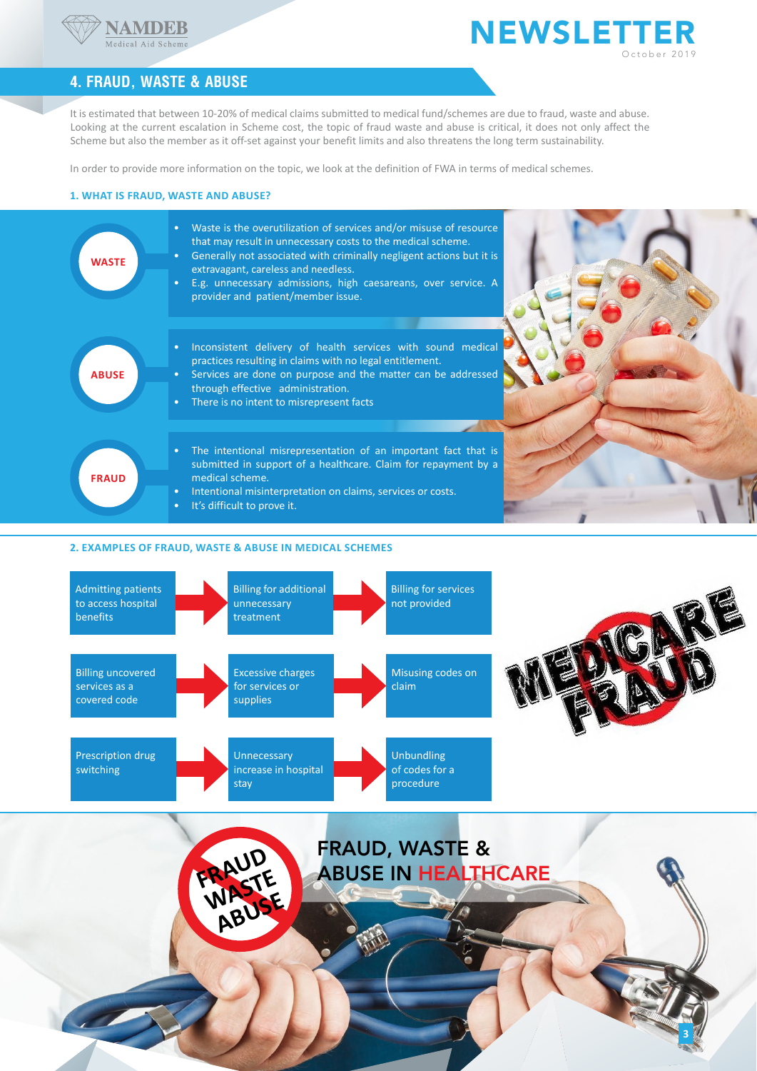## 4. FRAUD, WASTE & ABUSE

It is estimated that between 10-20% of medical claims submitted to medical fund/schemes are due to fraud, waste and abuse. Looking at the current escalation in Scheme cost, the topic of fraud waste and abuse is critical, it does not only affect the Scheme but also the member as it off-set against your benefit limits and also threatens the long term sustainability.

In order to provide more information on the topic, we look at the definition of FWA in terms of medical schemes.

### 1. WHAT IS FRAUD, WASTE AND ABUSE?

**WASTE**

- Waste is the overutilization of services and/or misuse of resource that may result in unnecessary costs to the medical scheme.
- Generally not associated with criminally negligent actions but it is extravagant, careless and needless.
- E.g. unnecessary admissions, high caesareans, over service. A provider and patient/member issue.

**ABUSE**

- Inconsistent delivery of health services with sound medical practices resulting in claims with no legal entitlement.
- Services are done on purpose and the matter can be addressed through effective administration.
- There is no intent to misrepresent facts

**FRAUD**

- The intentional misrepresentation of an important fact that is submitted in support of a healthcare. Claim for repayment by a medical scheme.
- Intentional misinterpretation on claims, services or costs.
- It's difficult to prove it.

### 2. EXAMPLES OF FRAUD, WASTE & ABUSE IN MEDICAL SCHEMES

- Admitting patients to access hospital benefits
- Billing for additional unnecessary treatment
- Billing for services not provided
- Billing uncovered services as a covered code
- Excessive charges for services or supplies
- Misusing codes on claim
- Prescription drug switching
- Unnecessary increase in hospital stay
- Unbundling of codes for a procedure

MEDICARE FRAUD

FRAUD WASTE ABUSE

FRAUD, WASTE & ABUSE IN HEALTHCARE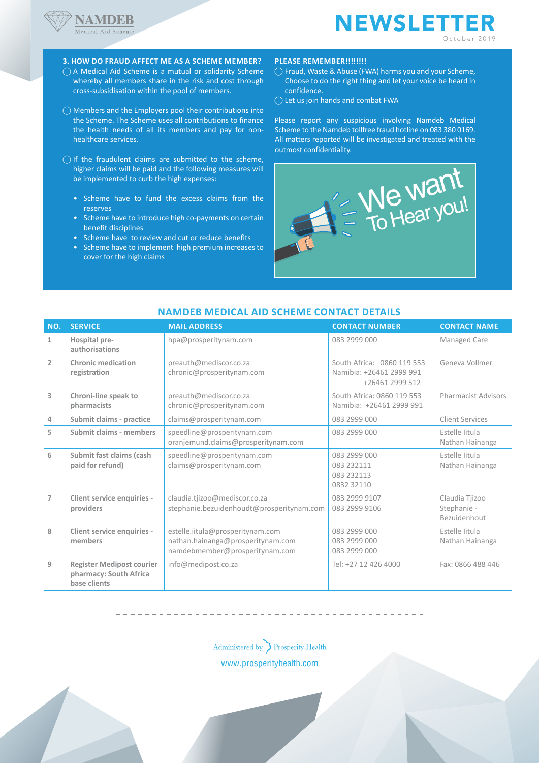## 3. HOW DO FRAUD AFFECT ME AS A SCHEME MEMBER?

- A Medical Aid Scheme is a mutual or solidarity Scheme whereby all members share in the risk and cost through cross-subsidisation within the pool of members.
- Members and the Employers pool their contributions into the Scheme. The Scheme uses all contributions to finance the health needs of all its members and pay for non-healthcare services.
- If the fraudulent claims are submitted to the scheme, higher claims will be paid and the following measures will be implemented to curb the high expenses:
  - Scheme have to fund the excess claims from the reserves
  - Scheme have to introduce high co-payments on certain benefit disciplines
  - Scheme have to review and cut or reduce benefits
  - Scheme have to implement high premium increases to cover for the high claims

## PLEASE REMEMBER!!!!!!!!

- Fraud, Waste & Abuse (FWA) harms you and your Scheme, Choose to do the right thing and let your voice be heard in confidence.
- Let us join hands and combat FWA

Please report any suspicious involving Namdeb Medical Scheme to the Namdeb tollfree fraud hotline on 083 380 0169. All matters reported will be investigated and treated with the outmost confidentiality.

We want To Hear you!

## NAMDEB MEDICAL AID SCHEME CONTACT DETAILS

| NO. | SERVICE | MAIL ADDRESS | CONTACT NUMBER | CONTACT NAME |
|---|---|---|---|---|
| 1 | **Hospital pre-authorisations** | hpa@prosperitynam.com | 083 2999 000 | Managed Care |
| 2 | **Chronic medication registration** | preauth@mediscor.co.za<br>chronic@prosperitynam.com | South Africa: 0860 119 553<br>Namibia: +26461 2999 991<br>+26461 2999 512 | Geneva Vollmer |
| 3 | **Chroni-line speak to pharmacists** | preauth@mediscor.co.za<br>chronic@prosperitynam.com | South Africa: 0860 119 553<br>Namibia: +26461 2999 991 | Pharmacist Advisors |
| 4 | **Submit claims - practice** | claims@prosperitynam.com | 083 2999 000 | Client Services |
| 5 | **Submit claims - members** | speedline@prosperitynam.com<br>oranjemund.claims@prosperitynam.com | 083 2999 000 | Estelle Iitula<br>Nathan Hainanga |
| 6 | **Submit fast claims (cash paid for refund)** | speedline@prosperitynam.com<br>claims@prosperitynam.com | 083 2999 000<br>083 232111<br>083 232113<br>0832 32110 | Estelle Iitula<br>Nathan Hainanga |
| 7 | **Client service enquiries - providers** | claudia.tjizoo@mediscor.co.za<br>stephanie.bezuidenhoudt@prosperitynam.com | 083 2999 9107<br>083 2999 9106 | Claudia Tjizoo<br>Stephanie - Bezuidenhout |
| 8 | **Client service enquiries - members** | estelle.iitula@prosperitynam.com<br>nathan.hainanga@prosperitynam.com<br>namdebmember@prosperitynam.com | 083 2999 000<br>083 2999 000<br>083 2999 000 | Estelle Iitula<br>Nathan Hainanga |
| 9 | **Register Medipost courier pharmacy: South Africa base clients** | info@medipost.co.za | Tel: +27 12 426 4000 | Fax: 0866 488 446 |

Administered by Prosperity Health

www.prosperityhealth.com